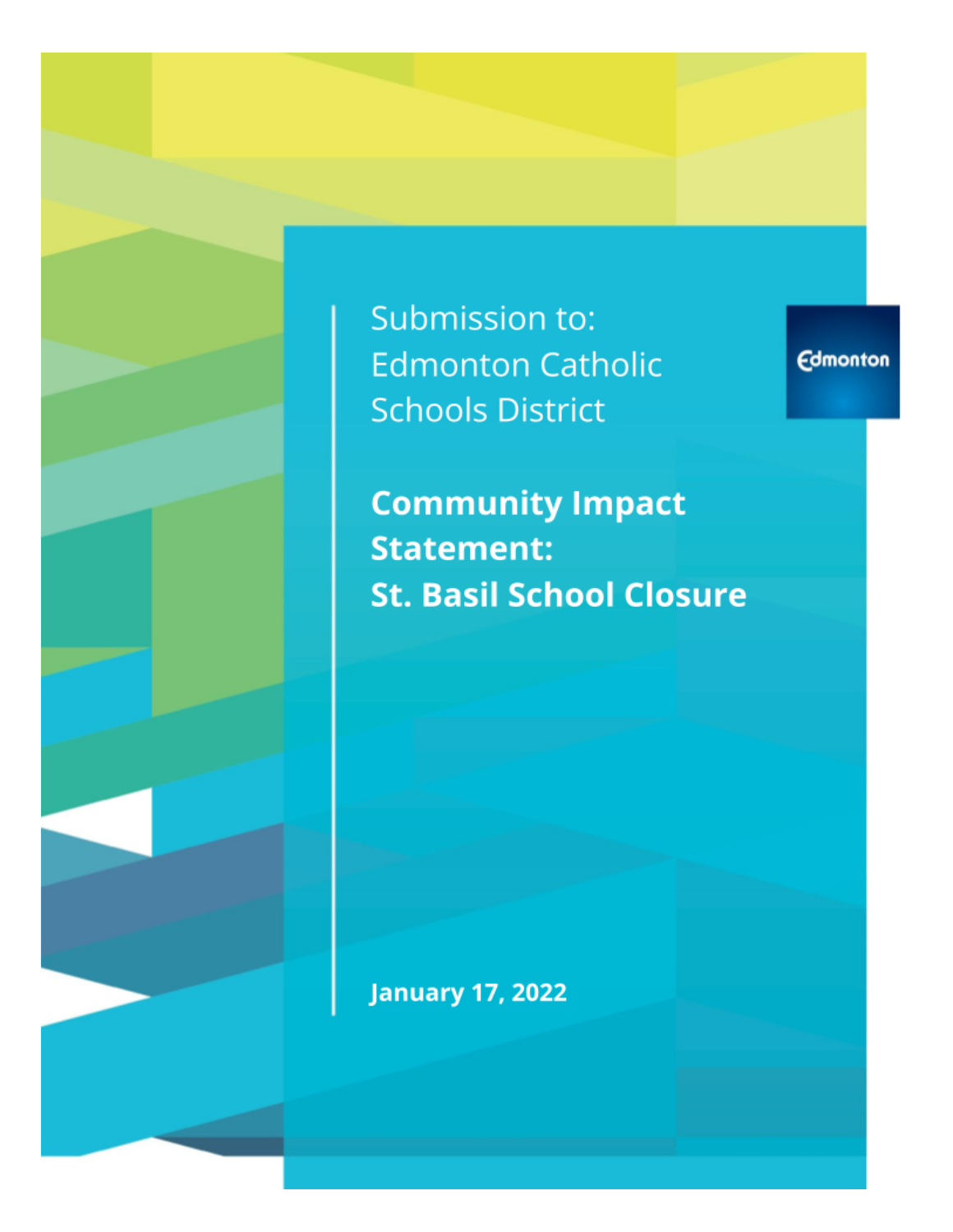Submission to:
Edmonton Catholic Schools District

# Community Impact Statement: St. Basil School Closure

Edmonton

**January 17, 2022**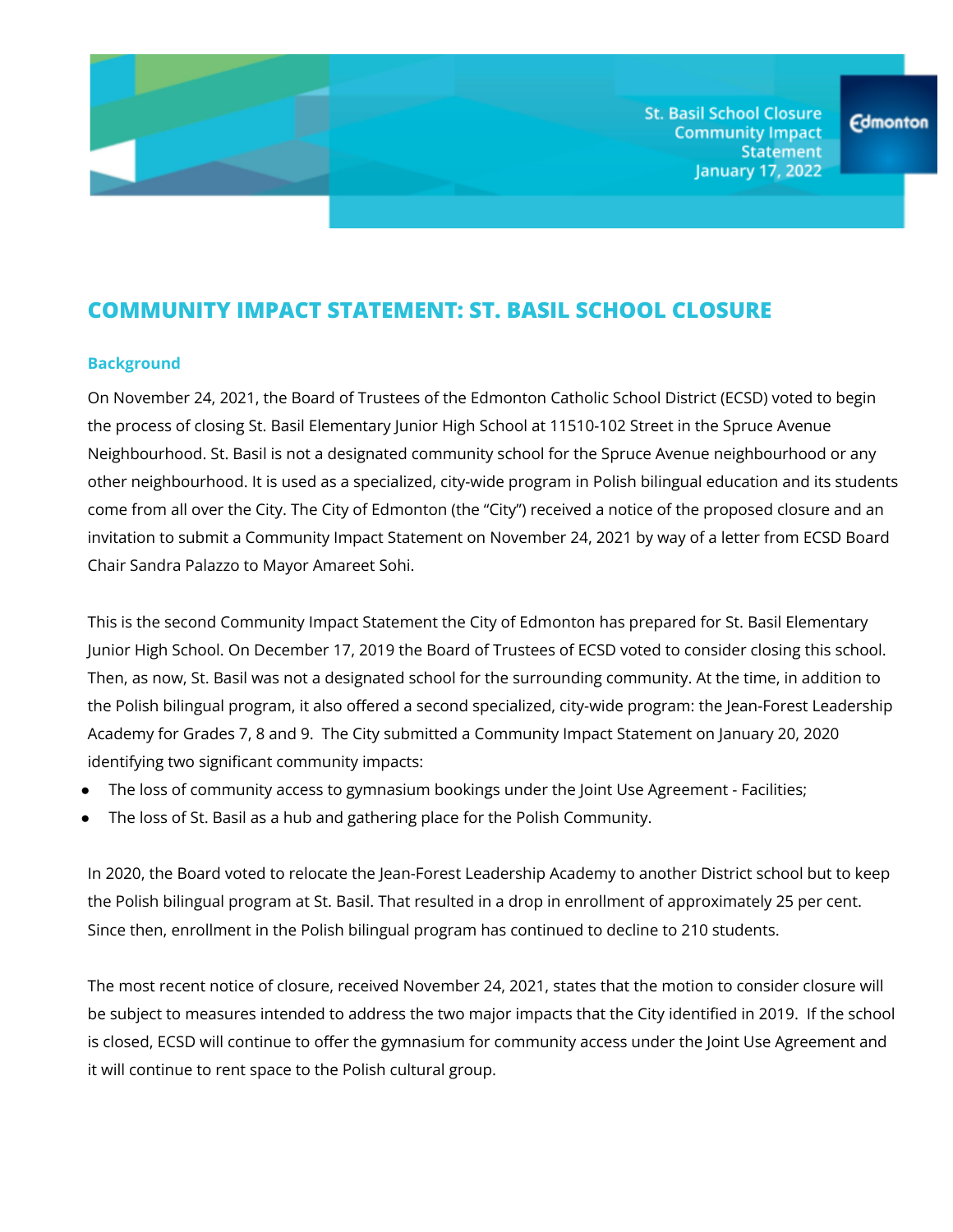# COMMUNITY IMPACT STATEMENT: ST. BASIL SCHOOL CLOSURE

## Background

On November 24, 2021, the Board of Trustees of the Edmonton Catholic School District (ECSD) voted to begin the process of closing St. Basil Elementary Junior High School at 11510-102 Street in the Spruce Avenue Neighbourhood. St. Basil is not a designated community school for the Spruce Avenue neighbourhood or any other neighbourhood. It is used as a specialized, city-wide program in Polish bilingual education and its students come from all over the City. The City of Edmonton (the "City") received a notice of the proposed closure and an invitation to submit a Community Impact Statement on November 24, 2021 by way of a letter from ECSD Board Chair Sandra Palazzo to Mayor Amareet Sohi.

This is the second Community Impact Statement the City of Edmonton has prepared for St. Basil Elementary Junior High School. On December 17, 2019 the Board of Trustees of ECSD voted to consider closing this school. Then, as now, St. Basil was not a designated school for the surrounding community. At the time, in addition to the Polish bilingual program, it also offered a second specialized, city-wide program: the Jean-Forest Leadership Academy for Grades 7, 8 and 9. The City submitted a Community Impact Statement on January 20, 2020 identifying two significant community impacts:

- The loss of community access to gymnasium bookings under the Joint Use Agreement - Facilities;
- The loss of St. Basil as a hub and gathering place for the Polish Community.

In 2020, the Board voted to relocate the Jean-Forest Leadership Academy to another District school but to keep the Polish bilingual program at St. Basil. That resulted in a drop in enrollment of approximately 25 per cent. Since then, enrollment in the Polish bilingual program has continued to decline to 210 students.

The most recent notice of closure, received November 24, 2021, states that the motion to consider closure will be subject to measures intended to address the two major impacts that the City identified in 2019. If the school is closed, ECSD will continue to offer the gymnasium for community access under the Joint Use Agreement and it will continue to rent space to the Polish cultural group.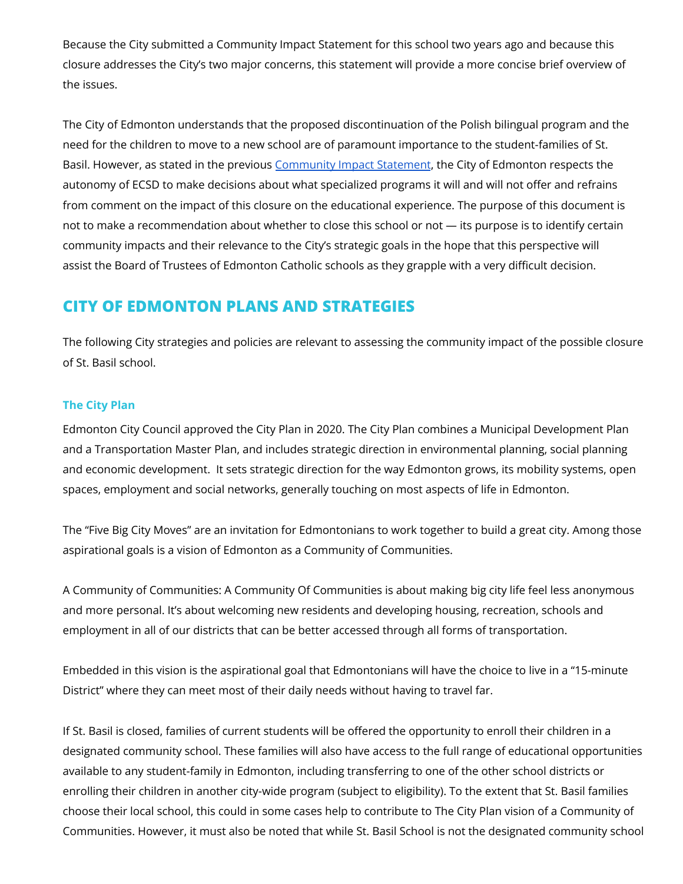Because the City submitted a Community Impact Statement for this school two years ago and because this closure addresses the City's two major concerns, this statement will provide a more concise brief overview of the issues.

The City of Edmonton understands that the proposed discontinuation of the Polish bilingual program and the need for the children to move to a new school are of paramount importance to the student-families of St. Basil. However, as stated in the previous Community Impact Statement, the City of Edmonton respects the autonomy of ECSD to make decisions about what specialized programs it will and will not offer and refrains from comment on the impact of this closure on the educational experience. The purpose of this document is not to make a recommendation about whether to close this school or not — its purpose is to identify certain community impacts and their relevance to the City's strategic goals in the hope that this perspective will assist the Board of Trustees of Edmonton Catholic schools as they grapple with a very difficult decision.

## CITY OF EDMONTON PLANS AND STRATEGIES

The following City strategies and policies are relevant to assessing the community impact of the possible closure of St. Basil school.

### The City Plan

Edmonton City Council approved the City Plan in 2020. The City Plan combines a Municipal Development Plan and a Transportation Master Plan, and includes strategic direction in environmental planning, social planning and economic development. It sets strategic direction for the way Edmonton grows, its mobility systems, open spaces, employment and social networks, generally touching on most aspects of life in Edmonton.

The "Five Big City Moves" are an invitation for Edmontonians to work together to build a great city. Among those aspirational goals is a vision of Edmonton as a Community of Communities.

A Community of Communities: A Community Of Communities is about making big city life feel less anonymous and more personal. It's about welcoming new residents and developing housing, recreation, schools and employment in all of our districts that can be better accessed through all forms of transportation.

Embedded in this vision is the aspirational goal that Edmontonians will have the choice to live in a "15-minute District" where they can meet most of their daily needs without having to travel far.

If St. Basil is closed, families of current students will be offered the opportunity to enroll their children in a designated community school. These families will also have access to the full range of educational opportunities available to any student-family in Edmonton, including transferring to one of the other school districts or enrolling their children in another city-wide program (subject to eligibility). To the extent that St. Basil families choose their local school, this could in some cases help to contribute to The City Plan vision of a Community of Communities. However, it must also be noted that while St. Basil School is not the designated community school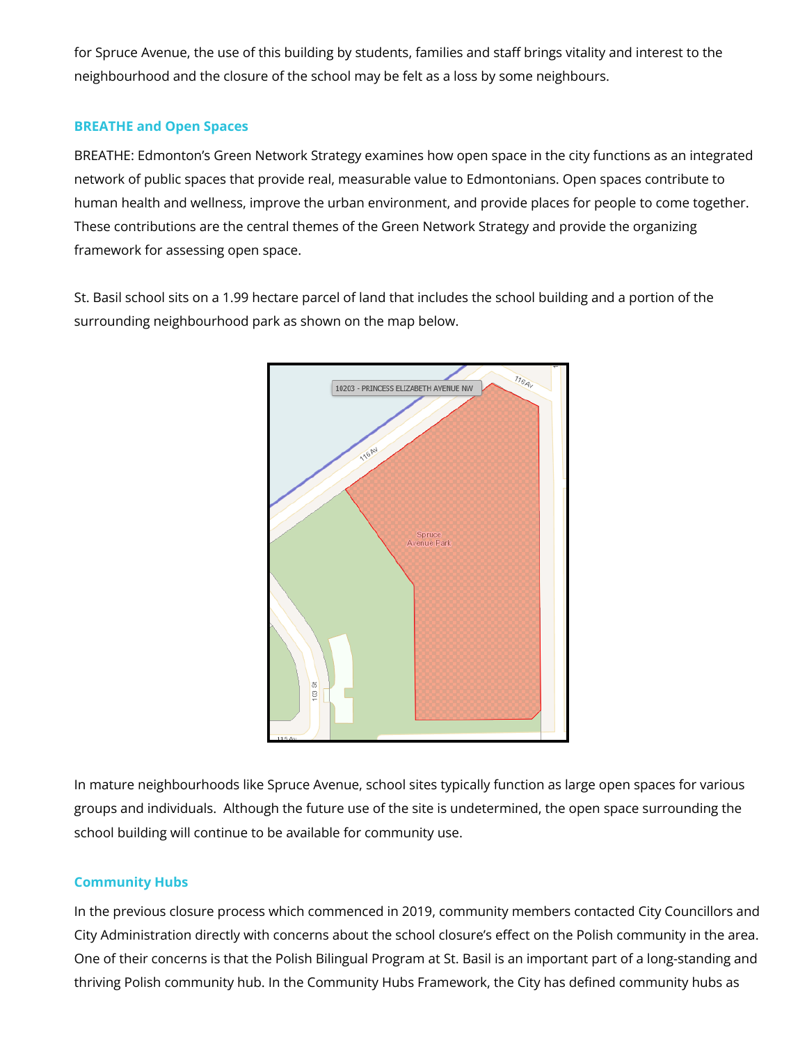for Spruce Avenue, the use of this building by students, families and staff brings vitality and interest to the neighbourhood and the closure of the school may be felt as a loss by some neighbours.

### BREATHE and Open Spaces

BREATHE: Edmonton's Green Network Strategy examines how open space in the city functions as an integrated network of public spaces that provide real, measurable value to Edmontonians. Open spaces contribute to human health and wellness, improve the urban environment, and provide places for people to come together. These contributions are the central themes of the Green Network Strategy and provide the organizing framework for assessing open space.

St. Basil school sits on a 1.99 hectare parcel of land that includes the school building and a portion of the surrounding neighbourhood park as shown on the map below.

In mature neighbourhoods like Spruce Avenue, school sites typically function as large open spaces for various groups and individuals. Although the future use of the site is undetermined, the open space surrounding the school building will continue to be available for community use.

### Community Hubs

In the previous closure process which commenced in 2019, community members contacted City Councillors and City Administration directly with concerns about the school closure's effect on the Polish community in the area. One of their concerns is that the Polish Bilingual Program at St. Basil is an important part of a long-standing and thriving Polish community hub. In the Community Hubs Framework, the City has defined community hubs as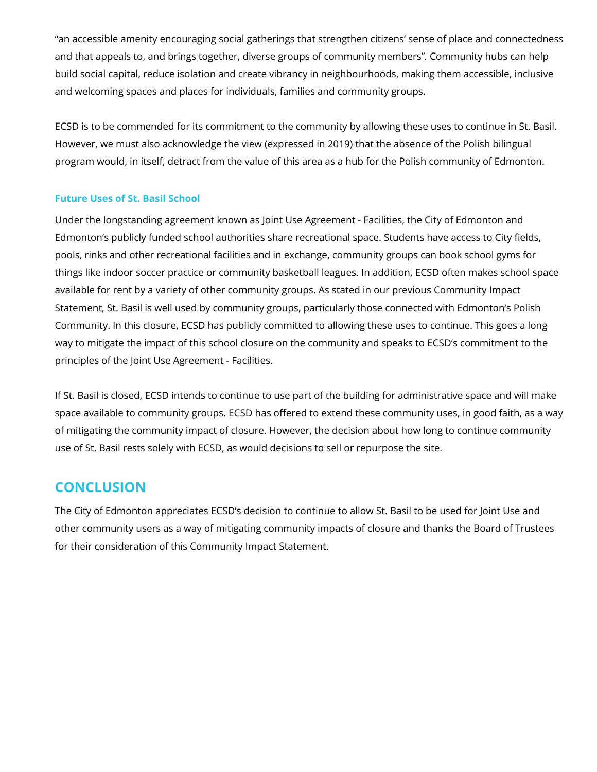“an accessible amenity encouraging social gatherings that strengthen citizens’ sense of place and connectedness and that appeals to, and brings together, diverse groups of community members”. Community hubs can help build social capital, reduce isolation and create vibrancy in neighbourhoods, making them accessible, inclusive and welcoming spaces and places for individuals, families and community groups.

ECSD is to be commended for its commitment to the community by allowing these uses to continue in St. Basil. However, we must also acknowledge the view (expressed in 2019) that the absence of the Polish bilingual program would, in itself, detract from the value of this area as a hub for the Polish community of Edmonton.

### Future Uses of St. Basil School

Under the longstanding agreement known as Joint Use Agreement - Facilities, the City of Edmonton and Edmonton’s publicly funded school authorities share recreational space. Students have access to City fields, pools, rinks and other recreational facilities and in exchange, community groups can book school gyms for things like indoor soccer practice or community basketball leagues. In addition, ECSD often makes school space available for rent by a variety of other community groups. As stated in our previous Community Impact Statement, St. Basil is well used by community groups, particularly those connected with Edmonton’s Polish Community. In this closure, ECSD has publicly committed to allowing these uses to continue. This goes a long way to mitigate the impact of this school closure on the community and speaks to ECSD’s commitment to the principles of the Joint Use Agreement - Facilities.

If St. Basil is closed, ECSD intends to continue to use part of the building for administrative space and will make space available to community groups. ECSD has offered to extend these community uses, in good faith, as a way of mitigating the community impact of closure. However, the decision about how long to continue community use of St. Basil rests solely with ECSD, as would decisions to sell or repurpose the site.

## CONCLUSION

The City of Edmonton appreciates ECSD’s decision to continue to allow St. Basil to be used for Joint Use and other community users as a way of mitigating community impacts of closure and thanks the Board of Trustees for their consideration of this Community Impact Statement.